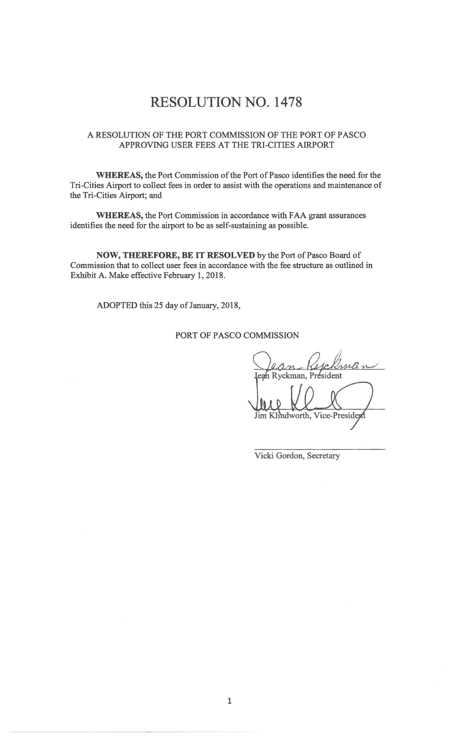# RESOLUTION NO. 1478

A RESOLUTION OF THE PORT COMMISSION OF THE PORT OF PASCO APPROVING USER FEES AT THE TRI-CITIES AIRPORT

**WHEREAS,** the Port Commission of the Port of Pasco identifies the need for the Tri-Cities Airport to collect fees in order to assist with the operations and maintenance of the Tri-Cities Airport; and

**WHEREAS,** the Port Commission in accordance with FAA grant assurances identifies the need for the airport to be as self-sustaining as possible.

**NOW, THEREFORE, BE IT RESOLVED** by the Port of Pasco Board of Commission that to collect user fees in accordance with the fee structure as outlined in Exhibit A. Make effective February 1, 2018.

ADOPTED this 25 day of January, 2018,

PORT OF PASCO COMMISSION

Jean Ryckman, President

Jim Klindworth, Vice-President

Vicki Gordon, Secretary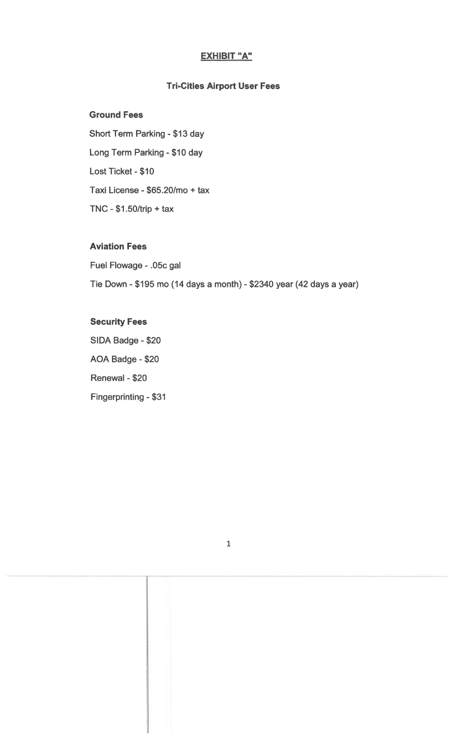## EXHIBIT "A"

### Tri-Cities Airport User Fees

**Ground Fees**

Short Term Parking - $13 day

Long Term Parking - $10 day

Lost Ticket - $10

Taxi License - $65.20/mo + tax

TNC - $1.50/trip + tax

**Aviation Fees**

Fuel Flowage - .05c gal

Tie Down - $195 mo (14 days a month) - $2340 year (42 days a year)

**Security Fees**

SIDA Badge - $20

AOA Badge - $20

Renewal - $20

Fingerprinting - $31